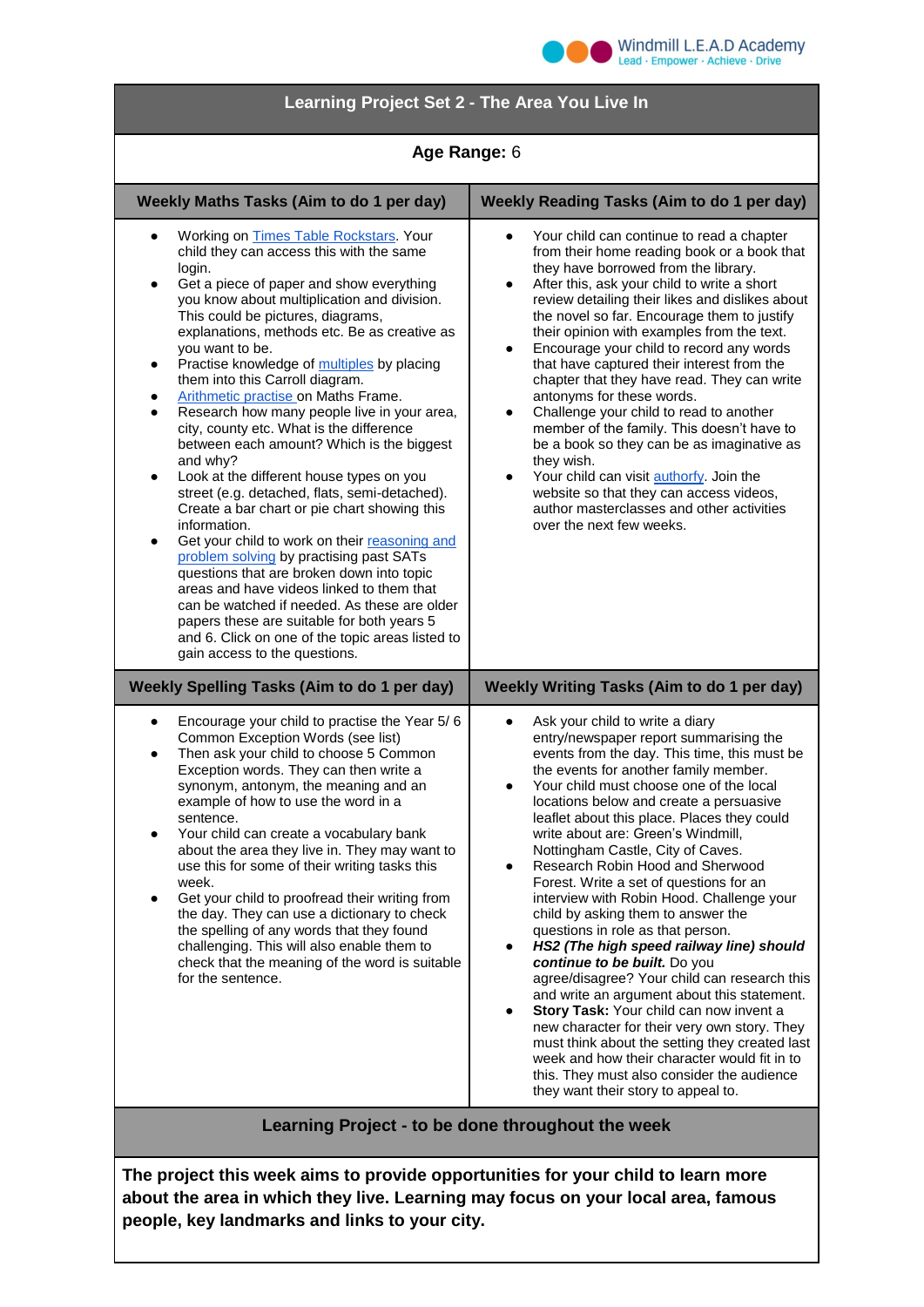Windmill L.E.A.D Academy
Lead · Empower · Achieve · Drive

## Learning Project Set 2 - The Area You Live In

**Age Range:** 6

| Weekly Maths Tasks (Aim to do 1 per day) | Weekly Reading Tasks (Aim to do 1 per day) |
|---|---|
| • Working on Times Table Rockstars. Your child they can access this with the same login.<br>• Get a piece of paper and show everything you know about multiplication and division. This could be pictures, diagrams, explanations, methods etc. Be as creative as you want to be.<br>• Practise knowledge of multiples by placing them into this Carroll diagram.<br>• Arithmetic practise on Maths Frame.<br>• Research how many people live in your area, city, county etc. What is the difference between each amount? Which is the biggest and why?<br>• Look at the different house types on you street (e.g. detached, flats, semi-detached). Create a bar chart or pie chart showing this information.<br>• Get your child to work on their reasoning and problem solving by practising past SATs questions that are broken down into topic areas and have videos linked to them that can be watched if needed. As these are older papers these are suitable for both years 5 and 6. Click on one of the topic areas listed to gain access to the questions. | • Your child can continue to read a chapter from their home reading book or a book that they have borrowed from the library.<br>• After this, ask your child to write a short review detailing their likes and dislikes about the novel so far. Encourage them to justify their opinion with examples from the text.<br>• Encourage your child to record any words that have captured their interest from the chapter that they have read. They can write antonyms for these words.<br>• Challenge your child to read to another member of the family. This doesn't have to be a book so they can be as imaginative as they wish.<br>• Your child can visit authorfy. Join the website so that they can access videos, author masterclasses and other activities over the next few weeks. |
| **Weekly Spelling Tasks (Aim to do 1 per day)** | **Weekly Writing Tasks (Aim to do 1 per day)** |
| • Encourage your child to practise the Year 5/ 6 Common Exception Words (see list)<br>• Then ask your child to choose 5 Common Exception words. They can then write a synonym, antonym, the meaning and an example of how to use the word in a sentence.<br>• Your child can create a vocabulary bank about the area they live in. They may want to use this for some of their writing tasks this week.<br>• Get your child to proofread their writing from the day. They can use a dictionary to check the spelling of any words that they found challenging. This will also enable them to check that the meaning of the word is suitable for the sentence. | • Ask your child to write a diary entry/newspaper report summarising the events from the day. This time, this must be the events for another family member.<br>• Your child must choose one of the local locations below and create a persuasive leaflet about this place. Places they could write about are: Green's Windmill, Nottingham Castle, City of Caves.<br>• Research Robin Hood and Sherwood Forest. Write a set of questions for an interview with Robin Hood. Challenge your child by asking them to answer the questions in role as that person.<br>• ***HS2 (The high speed railway line) should continue to be built.*** Do you agree/disagree? Your child can research this and write an argument about this statement.<br>• **Story Task:** Your child can now invent a new character for their very own story. They must think about the setting they created last week and how their character would fit in to this. They must also consider the audience they want their story to appeal to. |

### Learning Project - to be done throughout the week

**The project this week aims to provide opportunities for your child to learn more about the area in which they live. Learning may focus on your local area, famous people, key landmarks and links to your city.**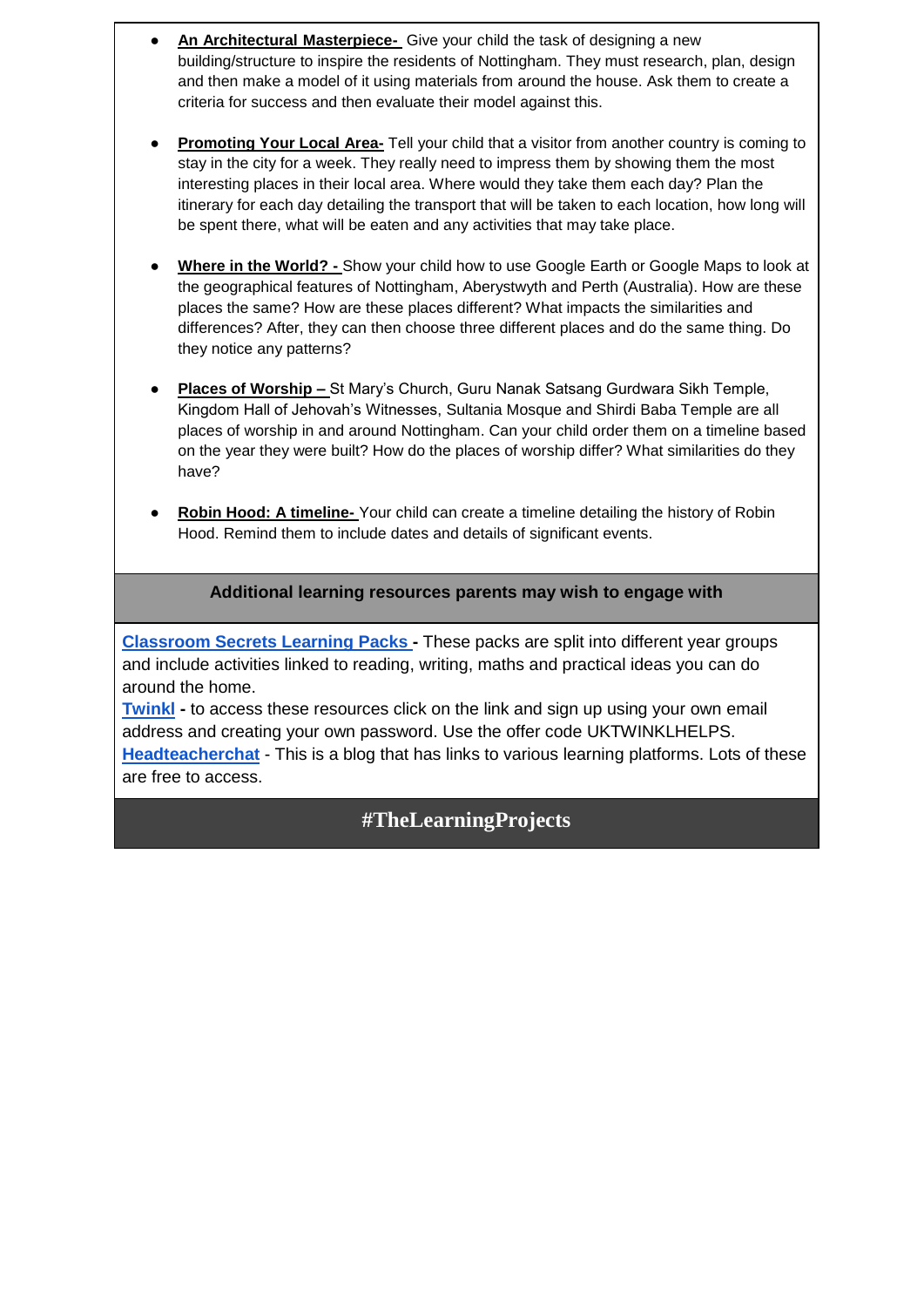- **An Architectural Masterpiece-** Give your child the task of designing a new building/structure to inspire the residents of Nottingham. They must research, plan, design and then make a model of it using materials from around the house. Ask them to create a criteria for success and then evaluate their model against this.

- **Promoting Your Local Area-** Tell your child that a visitor from another country is coming to stay in the city for a week. They really need to impress them by showing them the most interesting places in their local area. Where would they take them each day? Plan the itinerary for each day detailing the transport that will be taken to each location, how long will be spent there, what will be eaten and any activities that may take place.

- **Where in the World? -** Show your child how to use Google Earth or Google Maps to look at the geographical features of Nottingham, Aberystwyth and Perth (Australia). How are these places the same? How are these places different? What impacts the similarities and differences? After, they can then choose three different places and do the same thing. Do they notice any patterns?

- **Places of Worship –** St Mary's Church, Guru Nanak Satsang Gurdwara Sikh Temple, Kingdom Hall of Jehovah's Witnesses, Sultania Mosque and Shirdi Baba Temple are all places of worship in and around Nottingham. Can your child order them on a timeline based on the year they were built? How do the places of worship differ? What similarities do they have?

- **Robin Hood: A timeline-** Your child can create a timeline detailing the history of Robin Hood. Remind them to include dates and details of significant events.

## Additional learning resources parents may wish to engage with

**Classroom Secrets Learning Packs -** These packs are split into different year groups and include activities linked to reading, writing, maths and practical ideas you can do around the home.
**Twinkl -** to access these resources click on the link and sign up using your own email address and creating your own password. Use the offer code UKTWINKLHELPS.
**Headteacherchat** - This is a blog that has links to various learning platforms. Lots of these are free to access.

**#TheLearningProjects**